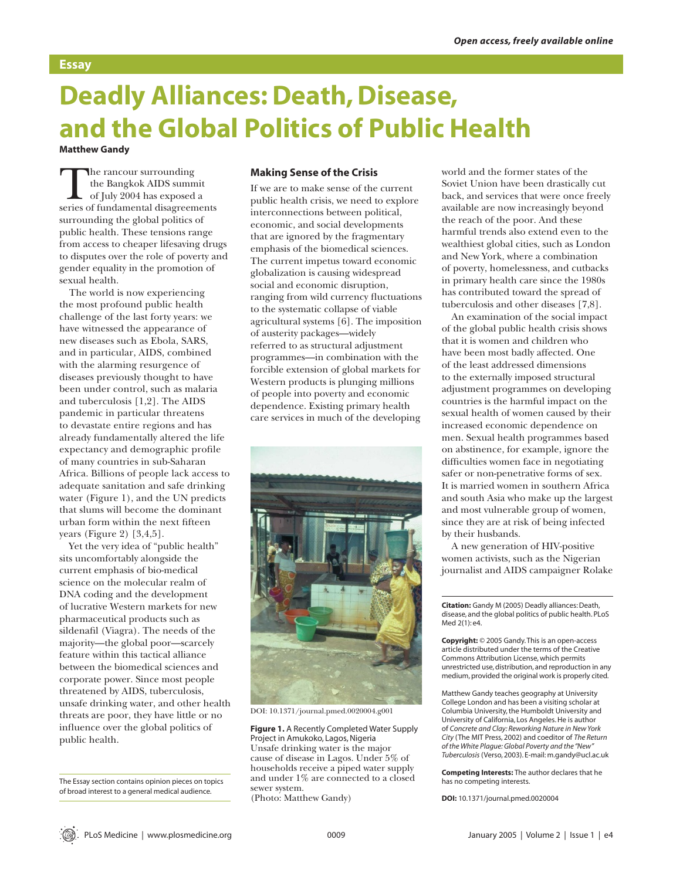Essay

# Deadly Alliances: Death, Disease, and the Global Politics of Public Health

**Matthew Gandy**

The rancour surrounding the Bangkok AIDS summit of July 2004 has exposed a series of fundamental disagreements surrounding the global politics of public health. These tensions range from access to cheaper lifesaving drugs to disputes over the role of poverty and gender equality in the promotion of sexual health.

The world is now experiencing the most profound public health challenge of the last forty years: we have witnessed the appearance of new diseases such as Ebola, SARS, and in particular, AIDS, combined with the alarming resurgence of diseases previously thought to have been under control, such as malaria and tuberculosis [1,2]. The AIDS pandemic in particular threatens to devastate entire regions and has already fundamentally altered the life expectancy and demographic profile of many countries in sub-Saharan Africa. Billions of people lack access to adequate sanitation and safe drinking water (Figure 1), and the UN predicts that slums will become the dominant urban form within the next fifteen years (Figure 2) [3,4,5].

Yet the very idea of "public health" sits uncomfortably alongside the current emphasis of bio-medical science on the molecular realm of DNA coding and the development of lucrative Western markets for new pharmaceutical products such as sildenafil (Viagra). The needs of the majority—the global poor—scarcely feature within this tactical alliance between the biomedical sciences and corporate power. Since most people threatened by AIDS, tuberculosis, unsafe drinking water, and other health threats are poor, they have little or no influence over the global politics of public health.

The Essay section contains opinion pieces on topics of broad interest to a general medical audience.

## Making Sense of the Crisis

If we are to make sense of the current public health crisis, we need to explore interconnections between political, economic, and social developments that are ignored by the fragmentary emphasis of the biomedical sciences. The current impetus toward economic globalization is causing widespread social and economic disruption, ranging from wild currency fluctuations to the systematic collapse of viable agricultural systems [6]. The imposition of austerity packages—widely referred to as structural adjustment programmes—in combination with the forcible extension of global markets for Western products is plunging millions of people into poverty and economic dependence. Existing primary health care services in much of the developing world and the former states of the Soviet Union have been drastically cut back, and services that were once freely available are now increasingly beyond the reach of the poor. And these harmful trends also extend even to the wealthiest global cities, such as London and New York, where a combination of poverty, homelessness, and cutbacks in primary health care since the 1980s has contributed toward the spread of tuberculosis and other diseases [7,8].

DOI: 10.1371/journal.pmed.0020004.g001

**Figure 1.** A Recently Completed Water Supply Project in Amukoko, Lagos, Nigeria
Unsafe drinking water is the major cause of disease in Lagos. Under 5% of households receive a piped water supply and under 1% are connected to a closed sewer system.
(Photo: Matthew Gandy)

An examination of the social impact of the global public health crisis shows that it is women and children who have been most badly affected. One of the least addressed dimensions to the externally imposed structural adjustment programmes on developing countries is the harmful impact on the sexual health of women caused by their increased economic dependence on men. Sexual health programmes based on abstinence, for example, ignore the difficulties women face in negotiating safer or non-penetrative forms of sex. It is married women in southern Africa and south Asia who make up the largest and most vulnerable group of women, since they are at risk of being infected by their husbands.

A new generation of HIV-positive women activists, such as the Nigerian journalist and AIDS campaigner Rolake

**Citation:** Gandy M (2005) Deadly alliances: Death, disease, and the global politics of public health. PLoS Med 2(1): e4.

**Copyright:** © 2005 Gandy. This is an open-access article distributed under the terms of the Creative Commons Attribution License, which permits unrestricted use, distribution, and reproduction in any medium, provided the original work is properly cited.

Matthew Gandy teaches geography at University College London and has been a visiting scholar at Columbia University, the Humboldt University and University of California, Los Angeles. He is author of *Concrete and Clay: Reworking Nature in New York City* (The MIT Press, 2002) and coeditor of *The Return of the White Plague: Global Poverty and the "New" Tuberculosis* (Verso, 2003). E-mail: m.gandy@ucl.ac.uk

**Competing Interests:** The author declares that he has no competing interests.

**DOI:** 10.1371/journal.pmed.0020004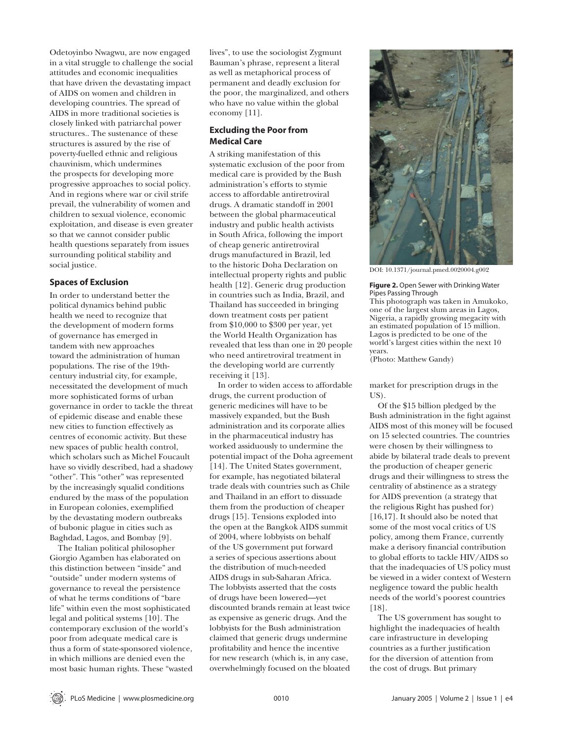Odetoyinbo Nwagwu, are now engaged in a vital struggle to challenge the social attitudes and economic inequalities that have driven the devastating impact of AIDS on women and children in developing countries. The spread of AIDS in more traditional societies is closely linked with patriarchal power structures.. The sustenance of these structures is assured by the rise of poverty-fuelled ethnic and religious chauvinism, which undermines the prospects for developing more progressive approaches to social policy. And in regions where war or civil strife prevail, the vulnerability of women and children to sexual violence, economic exploitation, and disease is even greater so that we cannot consider public health questions separately from issues surrounding political stability and social justice.

## Spaces of Exclusion

In order to understand better the political dynamics behind public health we need to recognize that the development of modern forms of governance has emerged in tandem with new approaches toward the administration of human populations. The rise of the 19th-century industrial city, for example, necessitated the development of much more sophisticated forms of urban governance in order to tackle the threat of epidemic disease and enable these new cities to function effectively as centres of economic activity. But these new spaces of public health control, which scholars such as Michel Foucault have so vividly described, had a shadowy "other". This "other" was represented by the increasingly squalid conditions endured by the mass of the population in European colonies, exemplified by the devastating modern outbreaks of bubonic plague in cities such as Baghdad, Lagos, and Bombay [9].

The Italian political philosopher Giorgio Agamben has elaborated on this distinction between "inside" and "outside" under modern systems of governance to reveal the persistence of what he terms conditions of "bare life" within even the most sophisticated legal and political systems [10]. The contemporary exclusion of the world's poor from adequate medical care is thus a form of state-sponsored violence, in which millions are denied even the most basic human rights. These "wasted lives", to use the sociologist Zygmunt Bauman's phrase, represent a literal as well as metaphorical process of permanent and deadly exclusion for the poor, the marginalized, and others who have no value within the global economy [11].

## Excluding the Poor from Medical Care

A striking manifestation of this systematic exclusion of the poor from medical care is provided by the Bush administration's efforts to stymie access to affordable antiretroviral drugs. A dramatic standoff in 2001 between the global pharmaceutical industry and public health activists in South Africa, following the import of cheap generic antiretroviral drugs manufactured in Brazil, led to the historic Doha Declaration on intellectual property rights and public health [12]. Generic drug production in countries such as India, Brazil, and Thailand has succeeded in bringing down treatment costs per patient from \$10,000 to \$300 per year, yet the World Health Organization has revealed that less than one in 20 people who need antiretroviral treatment in the developing world are currently receiving it [13].

In order to widen access to affordable drugs, the current production of generic medicines will have to be massively expanded, but the Bush administration and its corporate allies in the pharmaceutical industry has worked assiduously to undermine the potential impact of the Doha agreement [14]. The United States government, for example, has negotiated bilateral trade deals with countries such as Chile and Thailand in an effort to dissuade them from the production of cheaper drugs [15]. Tensions exploded into the open at the Bangkok AIDS summit of 2004, where lobbyists on behalf of the US government put forward a series of specious assertions about the distribution of much-needed AIDS drugs in sub-Saharan Africa. The lobbyists asserted that the costs of drugs have been lowered—yet discounted brands remain at least twice as expensive as generic drugs. And the lobbyists for the Bush administration claimed that generic drugs undermine profitability and hence the incentive for new research (which is, in any case, overwhelmingly focused on the bloated market for prescription drugs in the US).

DOI: 10.1371/journal.pmed.0020004.g002

**Figure 2.** Open Sewer with Drinking Water Pipes Passing Through

This photograph was taken in Amukoko, one of the largest slum areas in Lagos, Nigeria, a rapidly growing megacity with an estimated population of 15 million. Lagos is predicted to be one of the world's largest cities within the next 10 years.
(Photo: Matthew Gandy)

Of the \$15 billion pledged by the Bush administration in the fight against AIDS most of this money will be focused on 15 selected countries. The countries were chosen by their willingness to abide by bilateral trade deals to prevent the production of cheaper generic drugs and their willingness to stress the centrality of abstinence as a strategy for AIDS prevention (a strategy that the religious Right has pushed for) [16,17]. It should also be noted that some of the most vocal critics of US policy, among them France, currently make a derisory financial contribution to global efforts to tackle HIV/AIDS so that the inadequacies of US policy must be viewed in a wider context of Western negligence toward the public health needs of the world's poorest countries [18].

The US government has sought to highlight the inadequacies of health care infrastructure in developing countries as a further justification for the diversion of attention from the cost of drugs. But primary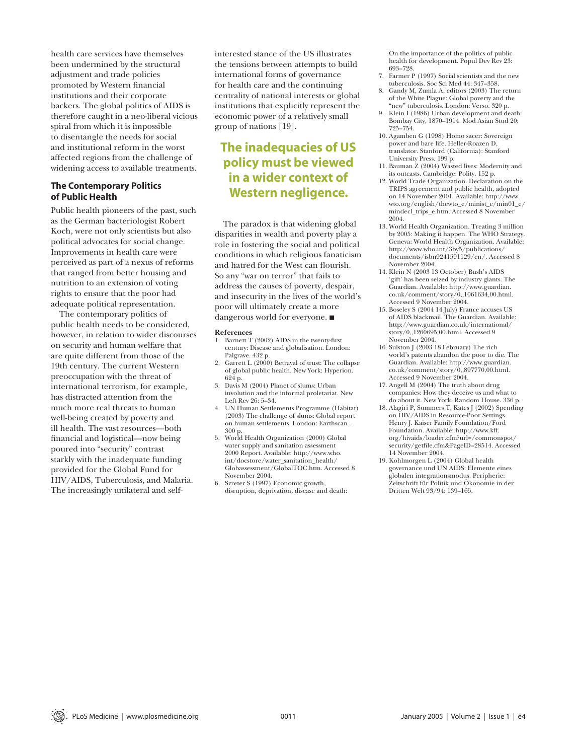health care services have themselves been undermined by the structural adjustment and trade policies promoted by Western financial institutions and their corporate backers. The global politics of AIDS is therefore caught in a neo-liberal vicious spiral from which it is impossible to disentangle the needs for social and institutional reform in the worst affected regions from the challenge of widening access to available treatments.

### The Contemporary Politics of Public Health

Public health pioneers of the past, such as the German bacteriologist Robert Koch, were not only scientists but also political advocates for social change. Improvements in health care were perceived as part of a nexus of reforms that ranged from better housing and nutrition to an extension of voting rights to ensure that the poor had adequate political representation.

The contemporary politics of public health needs to be considered, however, in relation to wider discourses on security and human welfare that are quite different from those of the 19th century. The current Western preoccupation with the threat of international terrorism, for example, has distracted attention from the much more real threats to human well-being created by poverty and ill health. The vast resources—both financial and logistical—now being poured into "security" contrast starkly with the inadequate funding provided for the Global Fund for HIV/AIDS, Tuberculosis, and Malaria. The increasingly unilateral and self-interested stance of the US illustrates the tensions between attempts to build international forms of governance for health care and the continuing centrality of national interests or global institutions that explicitly represent the economic power of a relatively small group of nations [19].

**The inadequacies of US policy must be viewed in a wider context of Western negligence.**

The paradox is that widening global disparities in wealth and poverty play a role in fostering the social and political conditions in which religious fanaticism and hatred for the West can flourish. So any "war on terror" that fails to address the causes of poverty, despair, and insecurity in the lives of the world's poor will ultimately create a more dangerous world for everyone. ■

#### References

1. Barnett T (2002) AIDS in the twenty-first century: Disease and globalisation. London: Palgrave. 432 p.
2. Garrett L (2000) Betrayal of trust: The collapse of global public health. New York: Hyperion. 624 p.
3. Davis M (2004) Planet of slums: Urban involution and the informal proletariat. New Left Rev 26: 5–34.
4. UN Human Settlements Programme (Habitat) (2003) The challenge of slums: Global report on human settlements. London: Earthscan . 300 p.
5. World Health Organization (2000) Global water supply and sanitation assessment 2000 Report. Available: http://www.who.int/docstore/water_sanitation_health/Globassessment/GlobalTOC.htm. Accessed 8 November 2004.
6. Szreter S (1997) Economic growth, disruption, deprivation, disease and death: On the importance of the politics of public health for development. Popul Dev Rev 23: 693–728.
7. Farmer P (1997) Social scientists and the new tuberculosis. Soc Sci Med 44: 347–358.
8. Gandy M, Zumla A, editors (2003) The return of the White Plague: Global poverty and the "new" tuberculosis. London: Verso. 320 p.
9. Klein I (1986) Urban development and death: Bombay City, 1870–1914. Mod Asian Stud 20: 725–754.
10. Agamben G (1998) Homo sacer: Sovereign power and bare life. Heller-Roazen D, translator. Stanford (California): Stanford University Press. 199 p.
11. Bauman Z (2004) Wasted lives: Modernity and its outcasts. Cambridge: Polity. 152 p.
12. World Trade Organization. Declaration on the TRIPS agreement and public health, adopted on 14 November 2001. Available: http://www.wto.org/english/thewto_e/minist_e/min01_e/mindecl_trips_e.htm. Accessed 8 November 2004.
13. World Health Organization. Treating 3 million by 2005: Making it happen. The WHO Strategy. Geneva: World Health Organization. Available: http://www.who.int/3by5/publications/documents/isbn9241591129/en/. Accessed 8 November 2004.
14. Klein N (2003 13 October) Bush's AIDS 'gift' has been seized by industry giants. The Guardian. Available: http://www.guardian.co.uk/comment/story/0,,1061634,00.html. Accessed 9 November 2004.
15. Boseley S (2004 14 July) France accuses US of AIDS blackmail. The Guardian. Available: http://www.guardian.co.uk/international/story/0,,1260695,00.html. Accessed 9 November 2004.
16. Sulston J (2003 18 February) The rich world's patents abandon the poor to die. The Guardian. Available: http://www.guardian.co.uk/comment/story/0,,897770,00.html. Accessed 9 November 2004.
17. Angell M (2004) The truth about drug companies: How they deceive us and what to do about it. New York: Random House. 336 p.
18. Alagiri P, Summers T, Kates J (2002) Spending on HIV/AIDS in Resource-Poor Settings. Henry J. Kaiser Family Foundation/Ford Foundation. Available: http://www.kff.org/hivaids/loader.cfm?url=/commonspot/security/getfile.cfm&PageID=28514. Accessed 14 November 2004.
19. Kohlmorgen L (2004) Global health governance und UN AIDS: Elemente eines globalen integrationsmodus. Peripherie: Zeitschrift für Politik und Ökonomie in der Dritten Welt 93/94: 139–165.